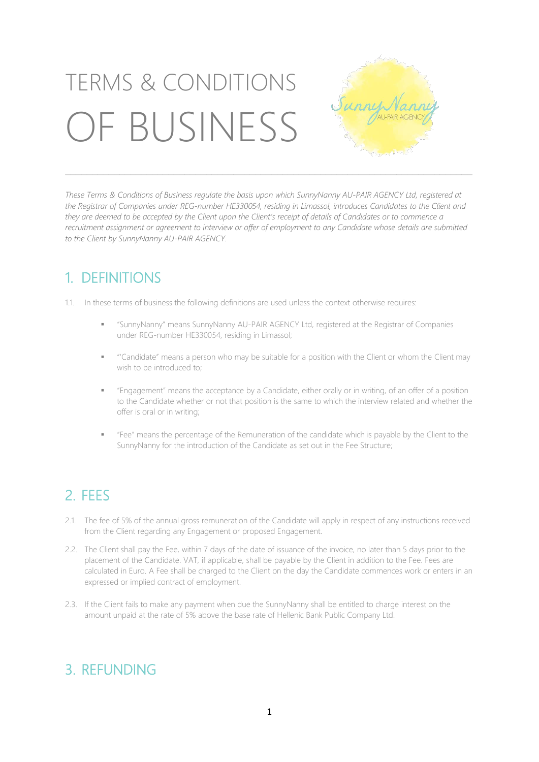# TERMS & CONDITIONS OF BUSINESS

*These Terms & Conditions of Business regulate the basis upon which SunnyNanny AU-PAIR AGENCY Ltd, registered at the Registrar of Companies under REG-number HE330054, residing in Limassol, introduces Candidates to the Client and they are deemed to be accepted by the Client upon the Client's receipt of details of Candidates or to commence a recruitment assignment or agreement to interview or offer of employment to any Candidate whose details are submitted to the Client by SunnyNanny AU-PAIR AGENCY.*

## 1. DEFINITIONS

1.1. In these terms of business the following definitions are used unless the context otherwise requires:

- "SunnyNanny" means SunnyNanny AU-PAIR AGENCY Ltd, registered at the Registrar of Companies under REG-number HE330054, residing in Limassol;
- "'Candidate" means a person who may be suitable for a position with the Client or whom the Client may wish to be introduced to;
- "Engagement" means the acceptance by a Candidate, either orally or in writing, of an offer of a position to the Candidate whether or not that position is the same to which the interview related and whether the offer is oral or in writing;
- "Fee" means the percentage of the Remuneration of the candidate which is payable by the Client to the SunnyNanny for the introduction of the Candidate as set out in the Fee Structure;

## 2. FEES

2.1. The fee of 5% of the annual gross remuneration of the Candidate will apply in respect of any instructions received from the Client regarding any Engagement or proposed Engagement.

2.2. The Client shall pay the Fee, within 7 days of the date of issuance of the invoice, no later than 5 days prior to the placement of the Candidate. VAT, if applicable, shall be payable by the Client in addition to the Fee. Fees are calculated in Euro. A Fee shall be charged to the Client on the day the Candidate commences work or enters in an expressed or implied contract of employment.

2.3. If the Client fails to make any payment when due the SunnyNanny shall be entitled to charge interest on the amount unpaid at the rate of 5% above the base rate of Hellenic Bank Public Company Ltd.

## 3. REFUNDING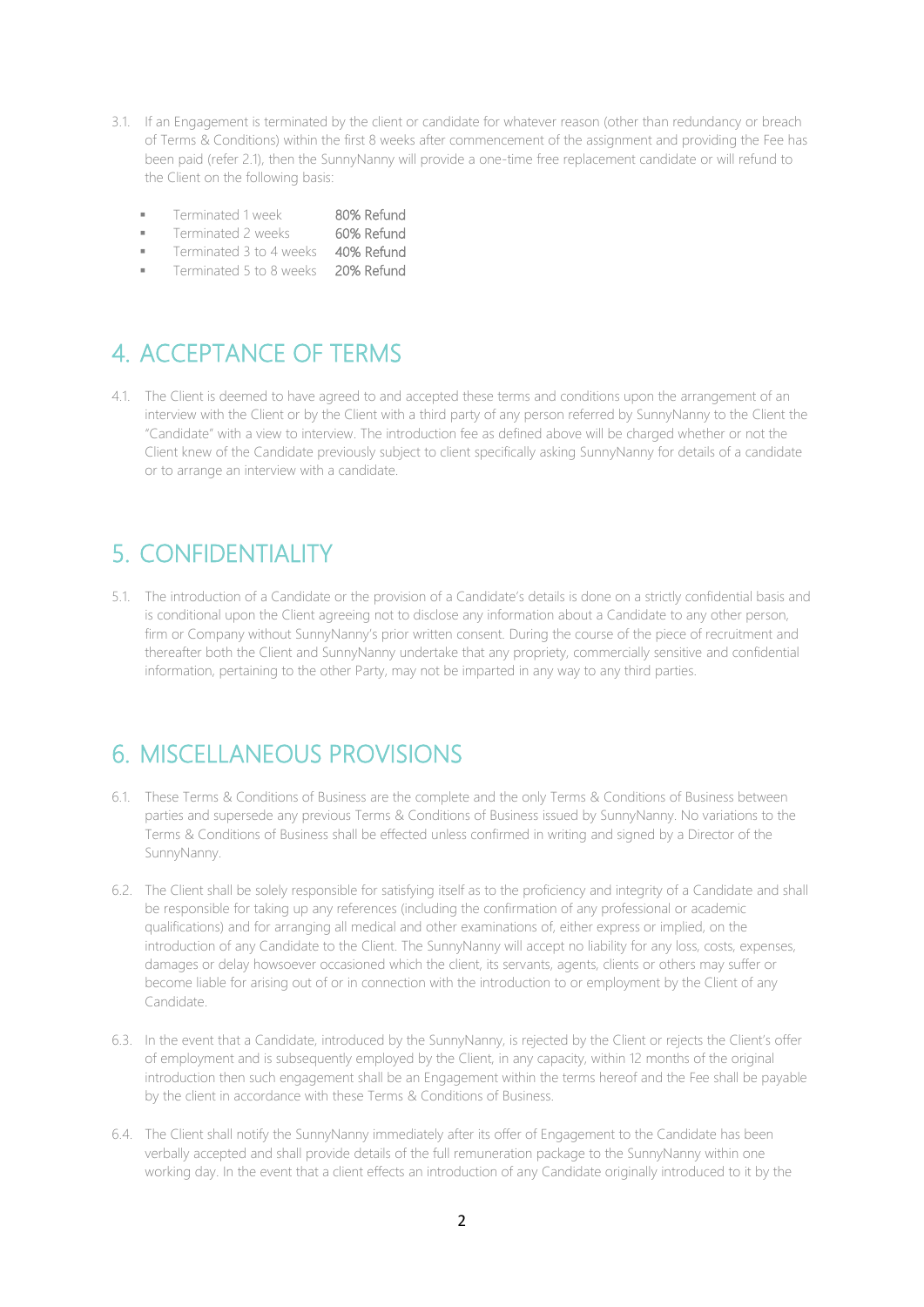3.1. If an Engagement is terminated by the client or candidate for whatever reason (other than redundancy or breach of Terms & Conditions) within the first 8 weeks after commencement of the assignment and providing the Fee has been paid (refer 2.1), then the SunnyNanny will provide a one-time free replacement candidate or will refund to the Client on the following basis:

- Terminated 1 week 80% Refund
- Terminated 2 weeks 60% Refund
- Terminated 3 to 4 weeks 40% Refund
- Terminated 5 to 8 weeks 20% Refund

## 4. ACCEPTANCE OF TERMS

4.1. The Client is deemed to have agreed to and accepted these terms and conditions upon the arrangement of an interview with the Client or by the Client with a third party of any person referred by SunnyNanny to the Client the "Candidate" with a view to interview. The introduction fee as defined above will be charged whether or not the Client knew of the Candidate previously subject to client specifically asking SunnyNanny for details of a candidate or to arrange an interview with a candidate.

## 5. CONFIDENTIALITY

5.1. The introduction of a Candidate or the provision of a Candidate's details is done on a strictly confidential basis and is conditional upon the Client agreeing not to disclose any information about a Candidate to any other person, firm or Company without SunnyNanny's prior written consent. During the course of the piece of recruitment and thereafter both the Client and SunnyNanny undertake that any propriety, commercially sensitive and confidential information, pertaining to the other Party, may not be imparted in any way to any third parties.

## 6. MISCELLANEOUS PROVISIONS

6.1. These Terms & Conditions of Business are the complete and the only Terms & Conditions of Business between parties and supersede any previous Terms & Conditions of Business issued by SunnyNanny. No variations to the Terms & Conditions of Business shall be effected unless confirmed in writing and signed by a Director of the SunnyNanny.

6.2. The Client shall be solely responsible for satisfying itself as to the proficiency and integrity of a Candidate and shall be responsible for taking up any references (including the confirmation of any professional or academic qualifications) and for arranging all medical and other examinations of, either express or implied, on the introduction of any Candidate to the Client. The SunnyNanny will accept no liability for any loss, costs, expenses, damages or delay howsoever occasioned which the client, its servants, agents, clients or others may suffer or become liable for arising out of or in connection with the introduction to or employment by the Client of any Candidate.

6.3. In the event that a Candidate, introduced by the SunnyNanny, is rejected by the Client or rejects the Client's offer of employment and is subsequently employed by the Client, in any capacity, within 12 months of the original introduction then such engagement shall be an Engagement within the terms hereof and the Fee shall be payable by the client in accordance with these Terms & Conditions of Business.

6.4. The Client shall notify the SunnyNanny immediately after its offer of Engagement to the Candidate has been verbally accepted and shall provide details of the full remuneration package to the SunnyNanny within one working day. In the event that a client effects an introduction of any Candidate originally introduced to it by the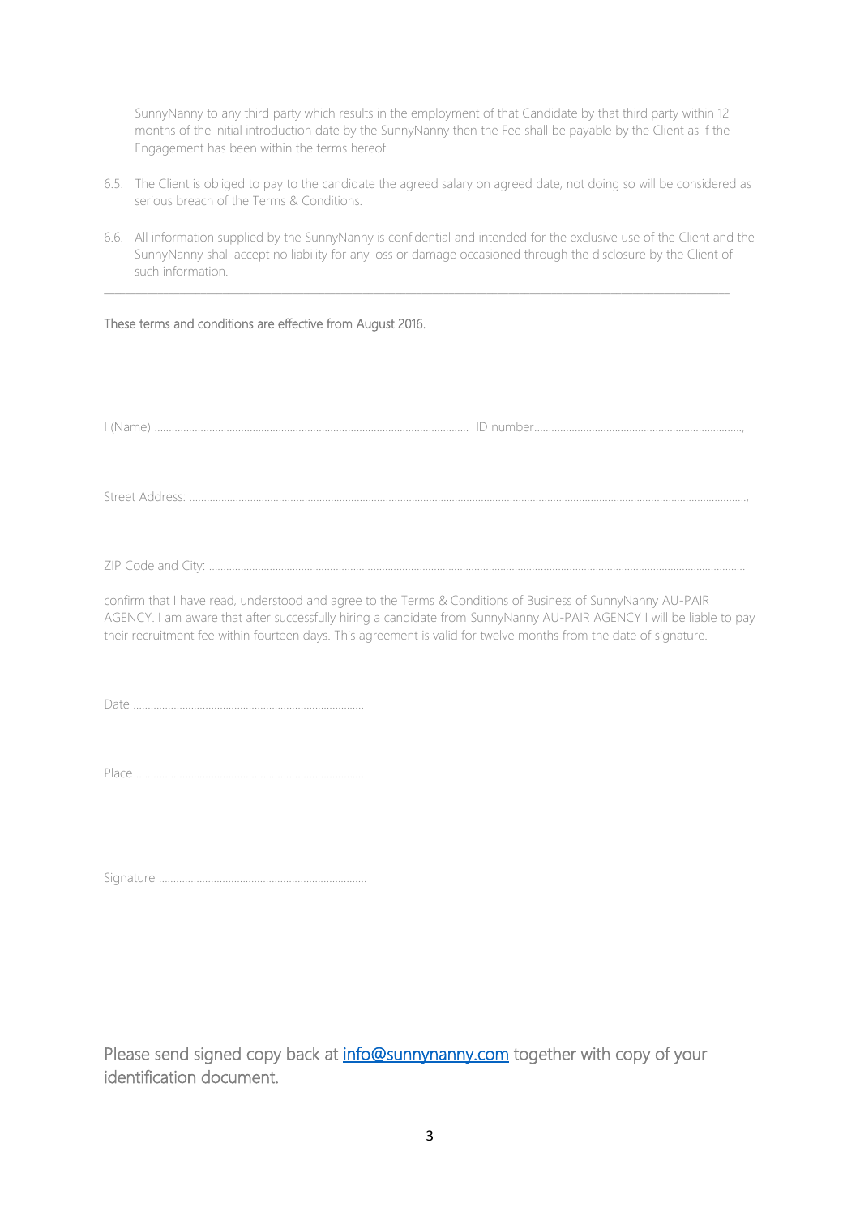SunnyNanny to any third party which results in the employment of that Candidate by that third party within 12 months of the initial introduction date by the SunnyNanny then the Fee shall be payable by the Client as if the Engagement has been within the terms hereof.

6.5. The Client is obliged to pay to the candidate the agreed salary on agreed date, not doing so will be considered as serious breach of the Terms & Conditions.

6.6. All information supplied by the SunnyNanny is confidential and intended for the exclusive use of the Client and the SunnyNanny shall accept no liability for any loss or damage occasioned through the disclosure by the Client of such information.

---

These terms and conditions are effective from August 2016.

I (Name) ................................................................................................ ID number.......................................................................,

Street Address: ..................................................................................................................................................................................,

ZIP Code and City: ..................................................................................................................................................................................

confirm that I have read, understood and agree to the Terms & Conditions of Business of SunnyNanny AU-PAIR AGENCY. I am aware that after successfully hiring a candidate from SunnyNanny AU-PAIR AGENCY I will be liable to pay their recruitment fee within fourteen days. This agreement is valid for twelve months from the date of signature.

Date ...............................................................................

Place ...............................................................................

Signature .......................................................................

Please send signed copy back at info@sunnynanny.com together with copy of your identification document.